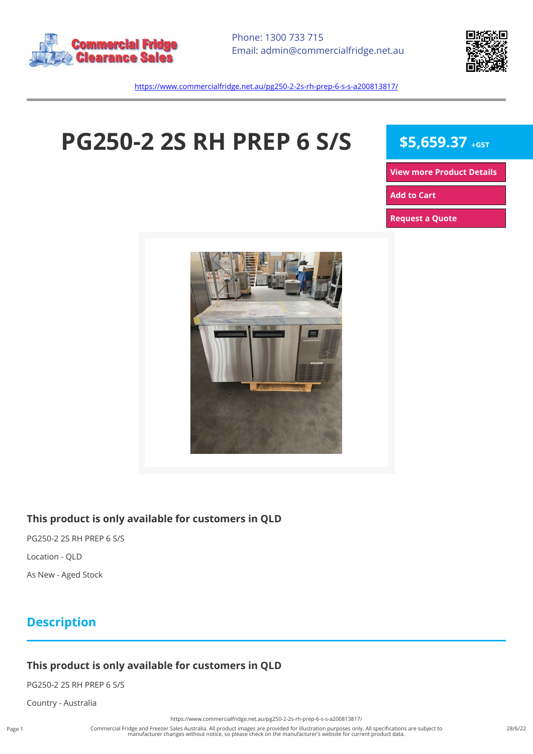Phone: 1300 733 715
Email: admin@commercialfridge.net.au

https://www.commercialfridge.net.au/pg250-2-2s-rh-prep-6-s-s-a200813817/

# PG250-2 2S RH PREP 6 S/S

**$5,659.37** +GST

View more Product Details

Add to Cart

Request a Quote

### This product is only available for customers in QLD

PG250-2 2S RH PREP 6 S/S

Location - QLD

As New - Aged Stock

## Description

### This product is only available for customers in QLD

PG250-2 2S RH PREP 6 S/S

Country - Australia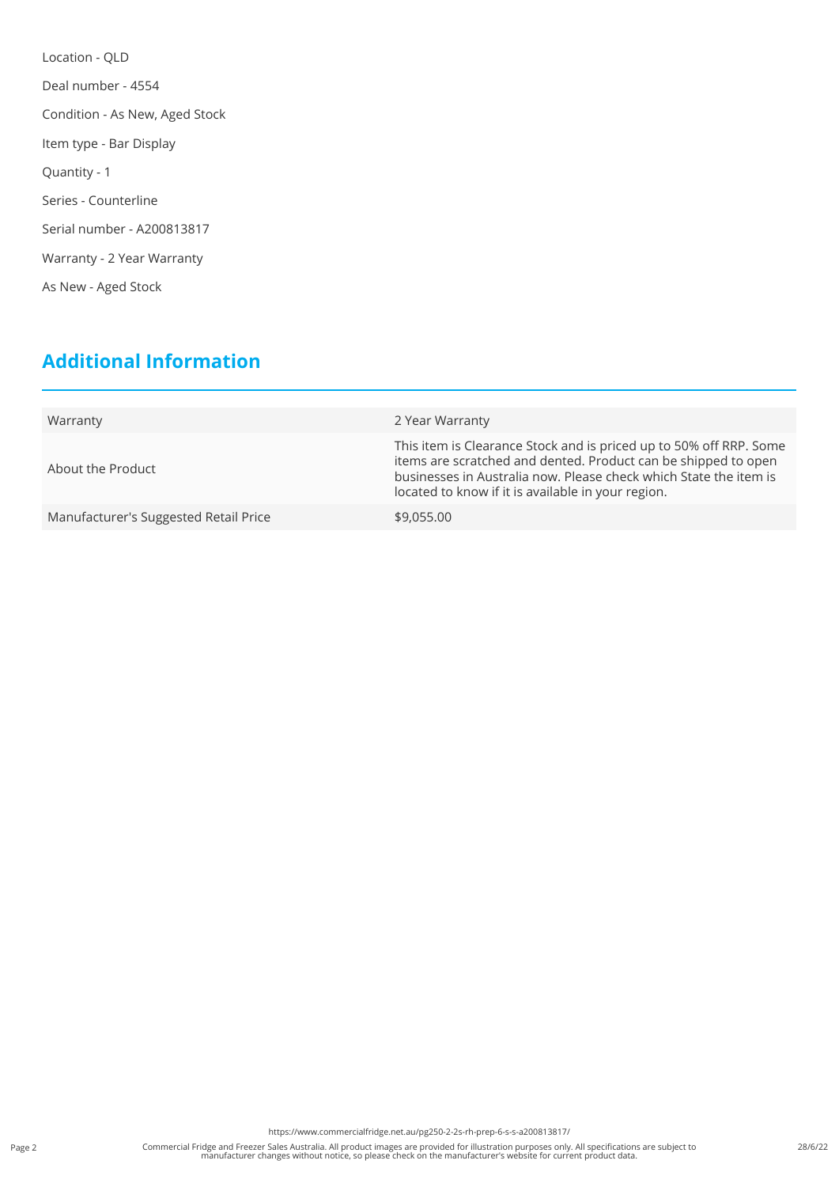Location - QLD

Deal number - 4554

Condition - As New, Aged Stock

Item type - Bar Display

Quantity - 1

Series - Counterline

Serial number - A200813817

Warranty - 2 Year Warranty

As New - Aged Stock

## Additional Information

| | |
|---|---|
| Warranty | 2 Year Warranty |
| About the Product | This item is Clearance Stock and is priced up to 50% off RRP. Some items are scratched and dented. Product can be shipped to open businesses in Australia now. Please check which State the item is located to know if it is available in your region. |
| Manufacturer's Suggested Retail Price | $9,055.00 |